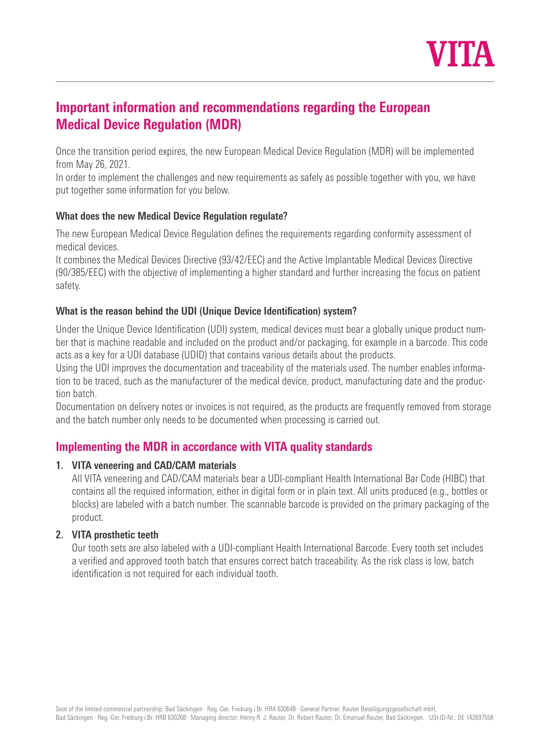VITA

# Important information and recommendations regarding the European Medical Device Regulation (MDR)

Once the transition period expires, the new European Medical Device Regulation (MDR) will be implemented from May 26, 2021.
In order to implement the challenges and new requirements as safely as possible together with you, we have put together some information for you below.

### What does the new Medical Device Regulation regulate?

The new European Medical Device Regulation defines the requirements regarding conformity assessment of medical devices.
It combines the Medical Devices Directive (93/42/EEC) and the Active Implantable Medical Devices Directive (90/385/EEC) with the objective of implementing a higher standard and further increasing the focus on patient safety.

### What is the reason behind the UDI (Unique Device Identification) system?

Under the Unique Device Identification (UDI) system, medical devices must bear a globally unique product number that is machine readable and included on the product and/or packaging, for example in a barcode. This code acts as a key for a UDI database (UDID) that contains various details about the products.
Using the UDI improves the documentation and traceability of the materials used. The number enables information to be traced, such as the manufacturer of the medical device, product, manufacturing date and the production batch.
Documentation on delivery notes or invoices is not required, as the products are frequently removed from storage and the batch number only needs to be documented when processing is carried out.

## Implementing the MDR in accordance with VITA quality standards

1. **VITA veneering and CAD/CAM materials**
   All VITA veneering and CAD/CAM materials bear a UDI-compliant Health International Bar Code (HIBC) that contains all the required information, either in digital form or in plain text. All units produced (e.g., bottles or blocks) are labeled with a batch number. The scannable barcode is provided on the primary packaging of the product.

2. **VITA prosthetic teeth**
   Our tooth sets are also labeled with a UDI-compliant Health International Barcode. Every tooth set includes a verified and approved tooth batch that ensures correct batch traceability. As the risk class is low, batch identification is not required for each individual tooth.

Seat of the limited commercial partnership: Bad Säckingen · Reg.-Ger. Freiburg i.Br. HRA 630648 · General Partner: Rauter Beteiligungsgesellschaft mbH, Bad Säckingen · Reg.-Ger. Freiburg i.Br. HRB 630268 · Managing director: Henry R. J. Rauter, Dr. Robert Rauter, Dr. Emanuel Rauter, Bad Säckingen. · USt-ID-Nr.: DE 142697558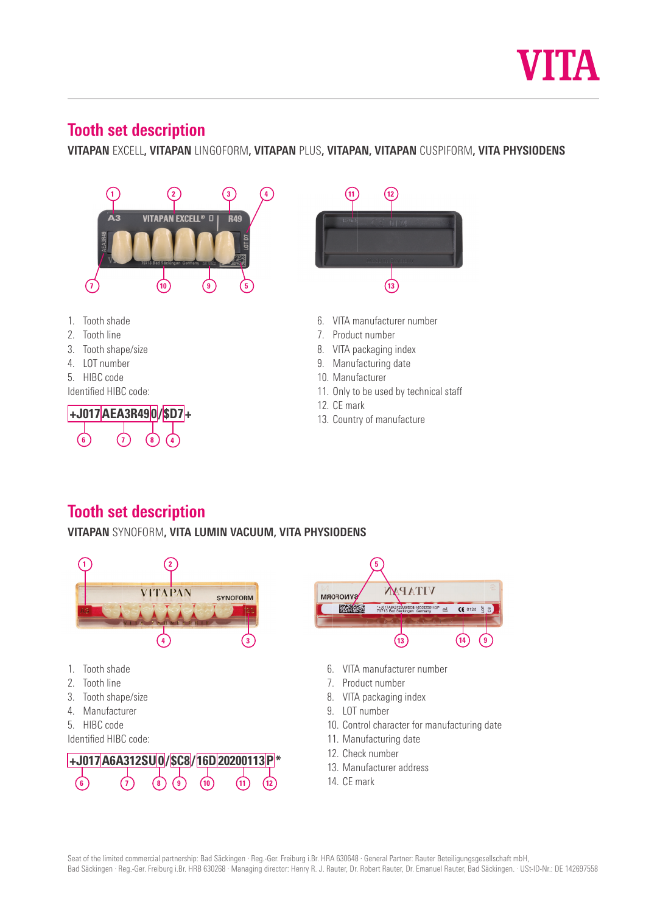## Tooth set description

**VITAPAN** EXCELL, **VITAPAN** LINGOFORM, **VITAPAN** PLUS, **VITAPAN**, **VITAPAN** CUSPIFORM, **VITA PHYSIODENS**

1. Tooth shade
2. Tooth line
3. Tooth shape/size
4. LOT number
5. HIBC code

Identified HIBC code:

+J017 AEA3R49 0 /$D7+

(6: +J017, 7: AEA3R49, 8: 0, 4: $D7)

6. VITA manufacturer number
7. Product number
8. VITA packaging index
9. Manufacturing date
10. Manufacturer
11. Only to be used by technical staff
12. CE mark
13. Country of manufacture

## Tooth set description

**VITAPAN** SYNOFORM, **VITA LUMIN VACUUM**, **VITA PHYSIODENS**

1. Tooth shade
2. Tooth line
3. Tooth shape/size
4. Manufacturer
5. HIBC code

Identified HIBC code:

+J017 A6A312SU 0 /$C8/16D 20200113 P*

(6: +J017, 7: A6A312SU, 8: 0, 9: $C8, 10: 16D, 11: 20200113, 12: P)

6. VITA manufacturer number
7. Product number
8. VITA packaging index
9. LOT number
10. Control character for manufacturing date
11. Manufacturing date
12. Check number
13. Manufacturer address
14. CE mark

Seat of the limited commercial partnership: Bad Säckingen · Reg.-Ger. Freiburg i.Br. HRA 630648 · General Partner: Rauter Beteiligungsgesellschaft mbH, Bad Säckingen · Reg.-Ger. Freiburg i.Br. HRB 630268 · Managing director: Henry R. J. Rauter, Dr. Robert Rauter, Dr. Emanuel Rauter, Bad Säckingen. · USt-ID-Nr.: DE 142697558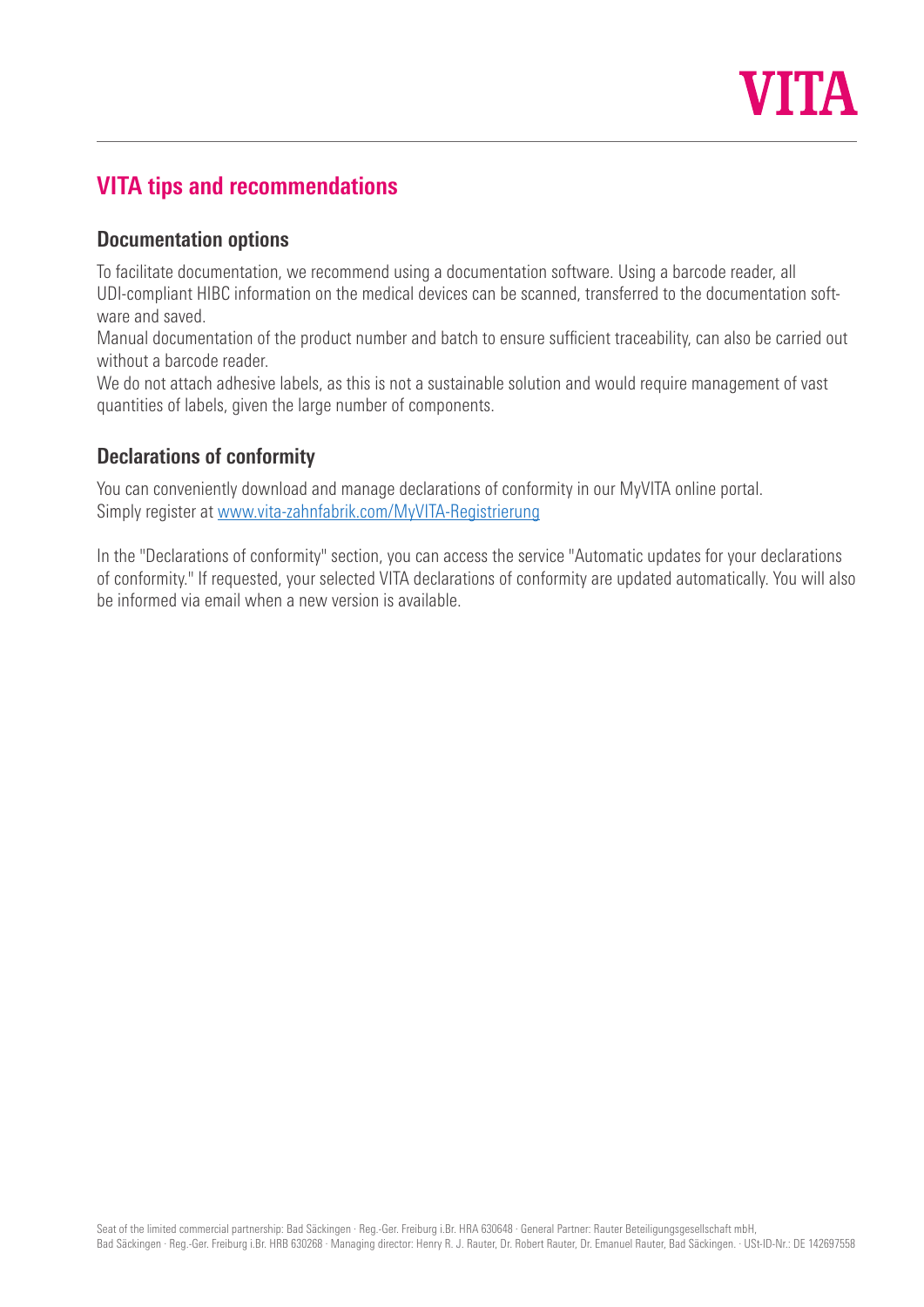## VITA tips and recommendations

### Documentation options

To facilitate documentation, we recommend using a documentation software. Using a barcode reader, all UDI-compliant HIBC information on the medical devices can be scanned, transferred to the documentation software and saved.
Manual documentation of the product number and batch to ensure sufficient traceability, can also be carried out without a barcode reader.
We do not attach adhesive labels, as this is not a sustainable solution and would require management of vast quantities of labels, given the large number of components.

### Declarations of conformity

You can conveniently download and manage declarations of conformity in our MyVITA online portal.
Simply register at www.vita-zahnfabrik.com/MyVITA-Registrierung

In the "Declarations of conformity" section, you can access the service "Automatic updates for your declarations of conformity." If requested, your selected VITA declarations of conformity are updated automatically. You will also be informed via email when a new version is available.